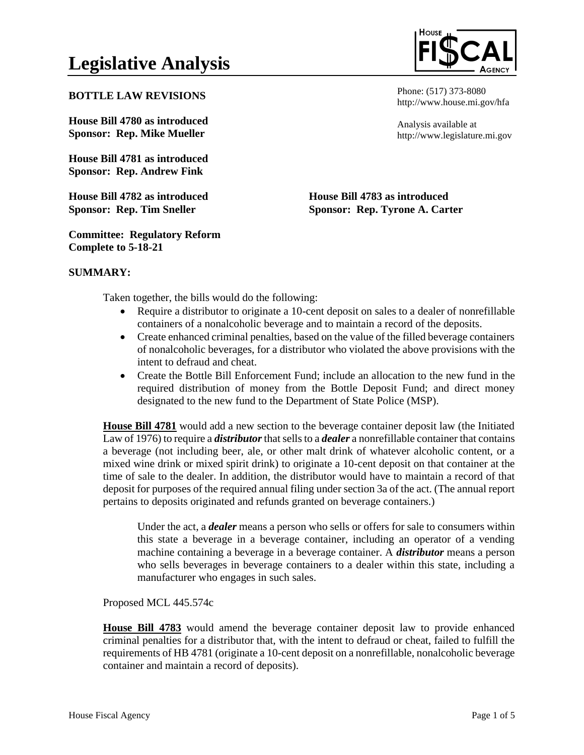# Legislative Analysis

**HOUSE FISCAL AGENCY**

Phone: (517) 373-8080
http://www.house.mi.gov/hfa

Analysis available at
http://www.legislature.mi.gov

## BOTTLE LAW REVISIONS

**House Bill 4780 as introduced**
**Sponsor: Rep. Mike Mueller**

**House Bill 4781 as introduced**
**Sponsor: Rep. Andrew Fink**

**House Bill 4782 as introduced**
**Sponsor: Rep. Tim Sneller**

**House Bill 4783 as introduced**
**Sponsor: Rep. Tyrone A. Carter**

**Committee: Regulatory Reform**
**Complete to 5-18-21**

## SUMMARY:

Taken together, the bills would do the following:

- Require a distributor to originate a 10-cent deposit on sales to a dealer of nonrefillable containers of a nonalcoholic beverage and to maintain a record of the deposits.
- Create enhanced criminal penalties, based on the value of the filled beverage containers of nonalcoholic beverages, for a distributor who violated the above provisions with the intent to defraud and cheat.
- Create the Bottle Bill Enforcement Fund; include an allocation to the new fund in the required distribution of money from the Bottle Deposit Fund; and direct money designated to the new fund to the Department of State Police (MSP).

**House Bill 4781** would add a new section to the beverage container deposit law (the Initiated Law of 1976) to require a ***distributor*** that sells to a ***dealer*** a nonrefillable container that contains a beverage (not including beer, ale, or other malt drink of whatever alcoholic content, or a mixed wine drink or mixed spirit drink) to originate a 10-cent deposit on that container at the time of sale to the dealer. In addition, the distributor would have to maintain a record of that deposit for purposes of the required annual filing under section 3a of the act. (The annual report pertains to deposits originated and refunds granted on beverage containers.)

> Under the act, a ***dealer*** means a person who sells or offers for sale to consumers within this state a beverage in a beverage container, including an operator of a vending machine containing a beverage in a beverage container. A ***distributor*** means a person who sells beverages in beverage containers to a dealer within this state, including a manufacturer who engages in such sales.

Proposed MCL 445.574c

**House Bill 4783** would amend the beverage container deposit law to provide enhanced criminal penalties for a distributor that, with the intent to defraud or cheat, failed to fulfill the requirements of HB 4781 (originate a 10-cent deposit on a nonrefillable, nonalcoholic beverage container and maintain a record of deposits).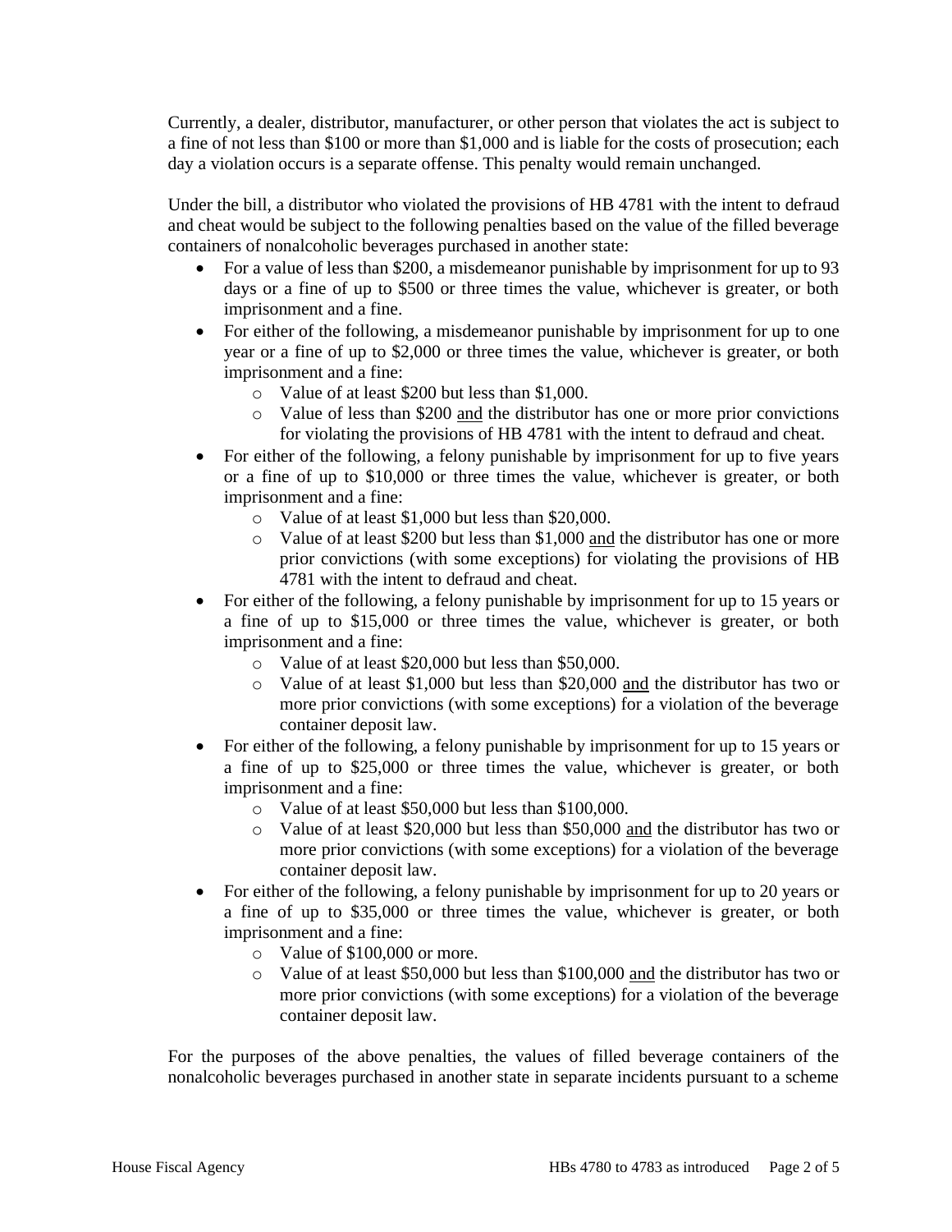Currently, a dealer, distributor, manufacturer, or other person that violates the act is subject to a fine of not less than $100 or more than $1,000 and is liable for the costs of prosecution; each day a violation occurs is a separate offense. This penalty would remain unchanged.

Under the bill, a distributor who violated the provisions of HB 4781 with the intent to defraud and cheat would be subject to the following penalties based on the value of the filled beverage containers of nonalcoholic beverages purchased in another state:

- For a value of less than $200, a misdemeanor punishable by imprisonment for up to 93 days or a fine of up to $500 or three times the value, whichever is greater, or both imprisonment and a fine.
- For either of the following, a misdemeanor punishable by imprisonment for up to one year or a fine of up to $2,000 or three times the value, whichever is greater, or both imprisonment and a fine:
  - Value of at least $200 but less than $1,000.
  - Value of less than $200 <u>and</u> the distributor has one or more prior convictions for violating the provisions of HB 4781 with the intent to defraud and cheat.
- For either of the following, a felony punishable by imprisonment for up to five years or a fine of up to $10,000 or three times the value, whichever is greater, or both imprisonment and a fine:
  - Value of at least $1,000 but less than $20,000.
  - Value of at least $200 but less than $1,000 <u>and</u> the distributor has one or more prior convictions (with some exceptions) for violating the provisions of HB 4781 with the intent to defraud and cheat.
- For either of the following, a felony punishable by imprisonment for up to 15 years or a fine of up to $15,000 or three times the value, whichever is greater, or both imprisonment and a fine:
  - Value of at least $20,000 but less than $50,000.
  - Value of at least $1,000 but less than $20,000 <u>and</u> the distributor has two or more prior convictions (with some exceptions) for a violation of the beverage container deposit law.
- For either of the following, a felony punishable by imprisonment for up to 15 years or a fine of up to $25,000 or three times the value, whichever is greater, or both imprisonment and a fine:
  - Value of at least $50,000 but less than $100,000.
  - Value of at least $20,000 but less than $50,000 <u>and</u> the distributor has two or more prior convictions (with some exceptions) for a violation of the beverage container deposit law.
- For either of the following, a felony punishable by imprisonment for up to 20 years or a fine of up to $35,000 or three times the value, whichever is greater, or both imprisonment and a fine:
  - Value of $100,000 or more.
  - Value of at least $50,000 but less than $100,000 <u>and</u> the distributor has two or more prior convictions (with some exceptions) for a violation of the beverage container deposit law.

For the purposes of the above penalties, the values of filled beverage containers of the nonalcoholic beverages purchased in another state in separate incidents pursuant to a scheme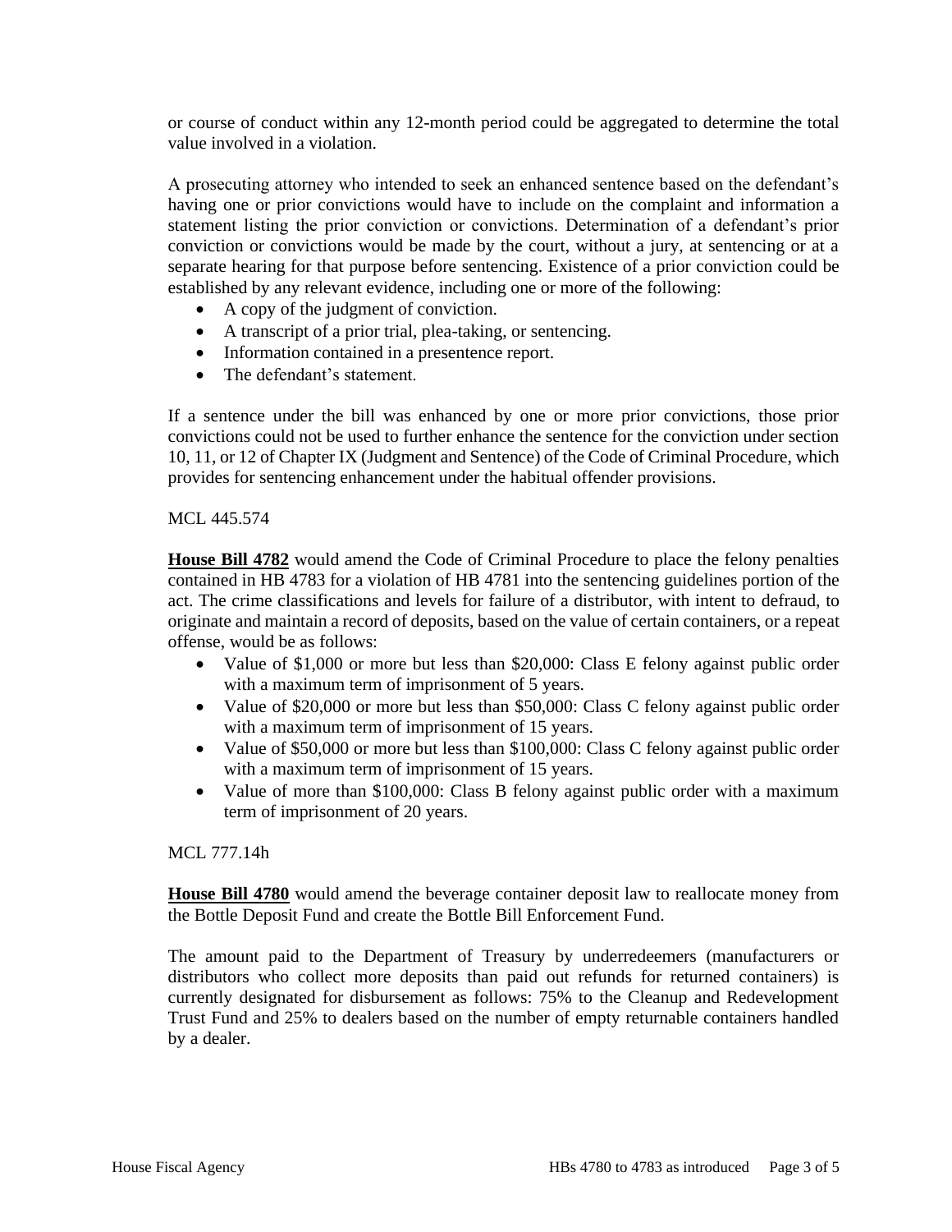or course of conduct within any 12-month period could be aggregated to determine the total value involved in a violation.

A prosecuting attorney who intended to seek an enhanced sentence based on the defendant's having one or prior convictions would have to include on the complaint and information a statement listing the prior conviction or convictions. Determination of a defendant's prior conviction or convictions would be made by the court, without a jury, at sentencing or at a separate hearing for that purpose before sentencing. Existence of a prior conviction could be established by any relevant evidence, including one or more of the following:

- A copy of the judgment of conviction.
- A transcript of a prior trial, plea-taking, or sentencing.
- Information contained in a presentence report.
- The defendant's statement.

If a sentence under the bill was enhanced by one or more prior convictions, those prior convictions could not be used to further enhance the sentence for the conviction under section 10, 11, or 12 of Chapter IX (Judgment and Sentence) of the Code of Criminal Procedure, which provides for sentencing enhancement under the habitual offender provisions.

MCL 445.574

**House Bill 4782** would amend the Code of Criminal Procedure to place the felony penalties contained in HB 4783 for a violation of HB 4781 into the sentencing guidelines portion of the act. The crime classifications and levels for failure of a distributor, with intent to defraud, to originate and maintain a record of deposits, based on the value of certain containers, or a repeat offense, would be as follows:

- Value of $1,000 or more but less than $20,000: Class E felony against public order with a maximum term of imprisonment of 5 years.
- Value of $20,000 or more but less than $50,000: Class C felony against public order with a maximum term of imprisonment of 15 years.
- Value of $50,000 or more but less than $100,000: Class C felony against public order with a maximum term of imprisonment of 15 years.
- Value of more than $100,000: Class B felony against public order with a maximum term of imprisonment of 20 years.

MCL 777.14h

**House Bill 4780** would amend the beverage container deposit law to reallocate money from the Bottle Deposit Fund and create the Bottle Bill Enforcement Fund.

The amount paid to the Department of Treasury by underredeemers (manufacturers or distributors who collect more deposits than paid out refunds for returned containers) is currently designated for disbursement as follows: 75% to the Cleanup and Redevelopment Trust Fund and 25% to dealers based on the number of empty returnable containers handled by a dealer.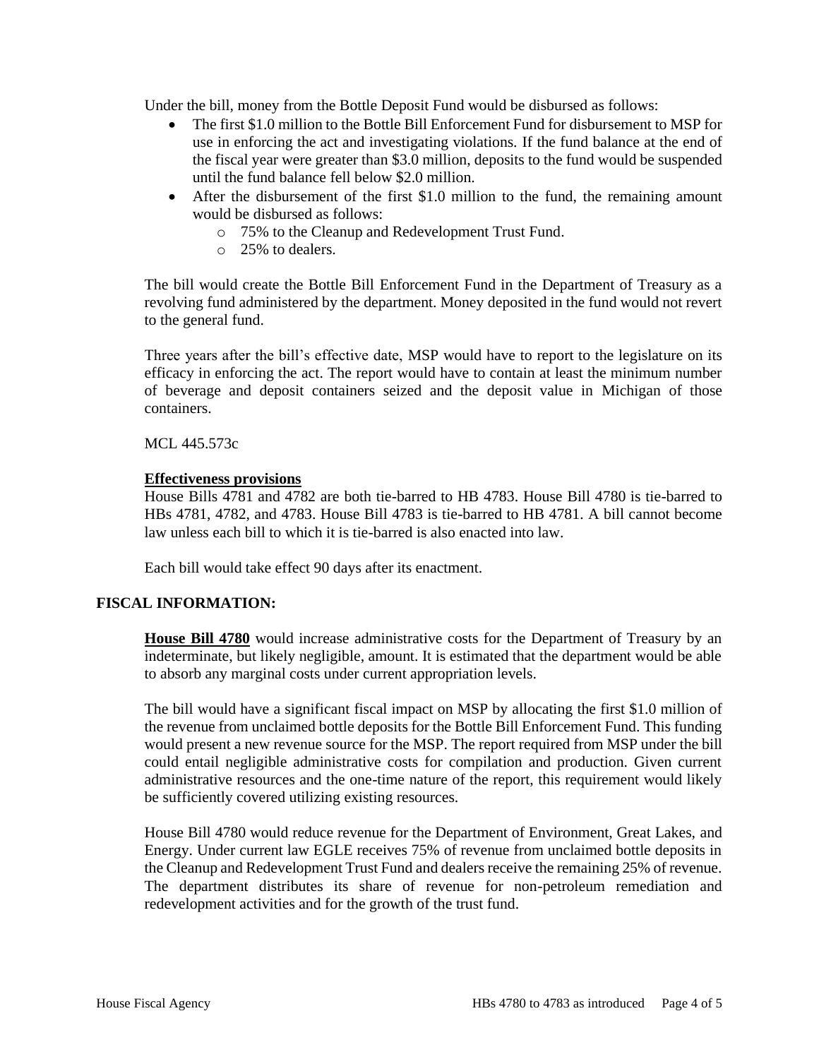Under the bill, money from the Bottle Deposit Fund would be disbursed as follows:

- The first $1.0 million to the Bottle Bill Enforcement Fund for disbursement to MSP for use in enforcing the act and investigating violations. If the fund balance at the end of the fiscal year were greater than $3.0 million, deposits to the fund would be suspended until the fund balance fell below $2.0 million.
- After the disbursement of the first $1.0 million to the fund, the remaining amount would be disbursed as follows:
  - 75% to the Cleanup and Redevelopment Trust Fund.
  - 25% to dealers.

The bill would create the Bottle Bill Enforcement Fund in the Department of Treasury as a revolving fund administered by the department. Money deposited in the fund would not revert to the general fund.

Three years after the bill's effective date, MSP would have to report to the legislature on its efficacy in enforcing the act. The report would have to contain at least the minimum number of beverage and deposit containers seized and the deposit value in Michigan of those containers.

MCL 445.573c

**Effectiveness provisions**

House Bills 4781 and 4782 are both tie-barred to HB 4783. House Bill 4780 is tie-barred to HBs 4781, 4782, and 4783. House Bill 4783 is tie-barred to HB 4781. A bill cannot become law unless each bill to which it is tie-barred is also enacted into law.

Each bill would take effect 90 days after its enactment.

## FISCAL INFORMATION:

**House Bill 4780** would increase administrative costs for the Department of Treasury by an indeterminate, but likely negligible, amount. It is estimated that the department would be able to absorb any marginal costs under current appropriation levels.

The bill would have a significant fiscal impact on MSP by allocating the first $1.0 million of the revenue from unclaimed bottle deposits for the Bottle Bill Enforcement Fund. This funding would present a new revenue source for the MSP. The report required from MSP under the bill could entail negligible administrative costs for compilation and production. Given current administrative resources and the one-time nature of the report, this requirement would likely be sufficiently covered utilizing existing resources.

House Bill 4780 would reduce revenue for the Department of Environment, Great Lakes, and Energy. Under current law EGLE receives 75% of revenue from unclaimed bottle deposits in the Cleanup and Redevelopment Trust Fund and dealers receive the remaining 25% of revenue. The department distributes its share of revenue for non-petroleum remediation and redevelopment activities and for the growth of the trust fund.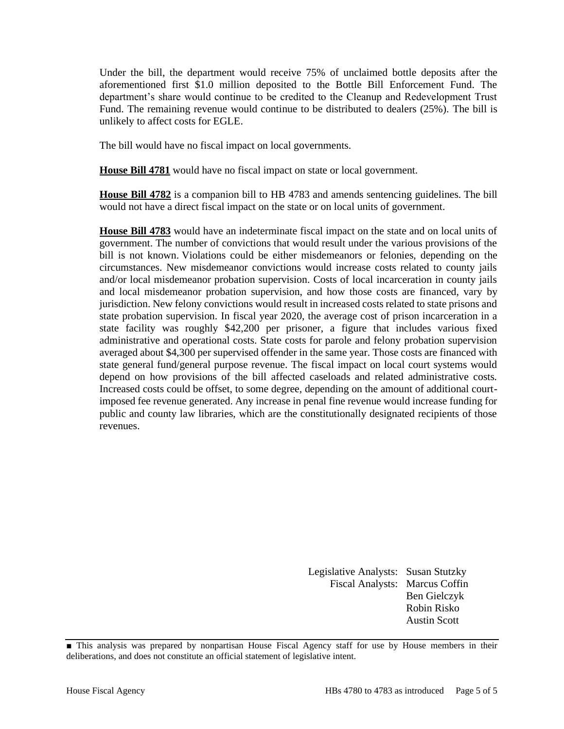Under the bill, the department would receive 75% of unclaimed bottle deposits after the aforementioned first $1.0 million deposited to the Bottle Bill Enforcement Fund. The department's share would continue to be credited to the Cleanup and Redevelopment Trust Fund. The remaining revenue would continue to be distributed to dealers (25%). The bill is unlikely to affect costs for EGLE.

The bill would have no fiscal impact on local governments.

**House Bill 4781** would have no fiscal impact on state or local government.

**House Bill 4782** is a companion bill to HB 4783 and amends sentencing guidelines. The bill would not have a direct fiscal impact on the state or on local units of government.

**House Bill 4783** would have an indeterminate fiscal impact on the state and on local units of government. The number of convictions that would result under the various provisions of the bill is not known. Violations could be either misdemeanors or felonies, depending on the circumstances. New misdemeanor convictions would increase costs related to county jails and/or local misdemeanor probation supervision. Costs of local incarceration in county jails and local misdemeanor probation supervision, and how those costs are financed, vary by jurisdiction. New felony convictions would result in increased costs related to state prisons and state probation supervision. In fiscal year 2020, the average cost of prison incarceration in a state facility was roughly $42,200 per prisoner, a figure that includes various fixed administrative and operational costs. State costs for parole and felony probation supervision averaged about $4,300 per supervised offender in the same year. Those costs are financed with state general fund/general purpose revenue. The fiscal impact on local court systems would depend on how provisions of the bill affected caseloads and related administrative costs. Increased costs could be offset, to some degree, depending on the amount of additional court-imposed fee revenue generated. Any increase in penal fine revenue would increase funding for public and county law libraries, which are the constitutionally designated recipients of those revenues.

Legislative Analysts: Susan Stutzky
Fiscal Analysts: Marcus Coffin
Ben Gielczyk
Robin Risko
Austin Scott

■ This analysis was prepared by nonpartisan House Fiscal Agency staff for use by House members in their deliberations, and does not constitute an official statement of legislative intent.